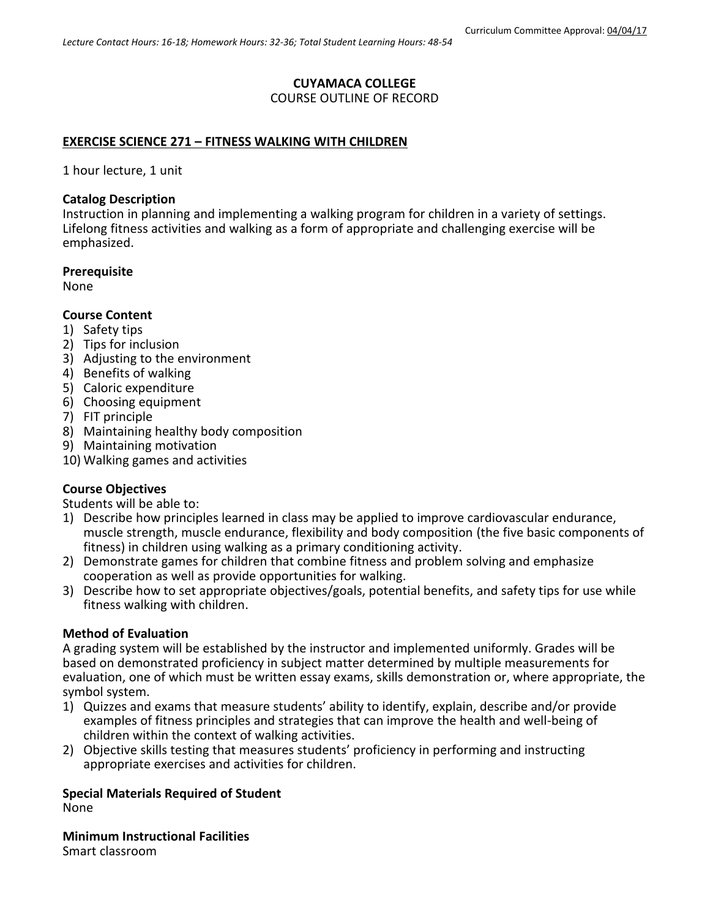Curriculum Committee Approval: 04/04/17

*Lecture Contact Hours: 16-18; Homework Hours: 32-36; Total Student Learning Hours: 48-54*

**CUYAMACA COLLEGE**

COURSE OUTLINE OF RECORD

## EXERCISE SCIENCE 271 – FITNESS WALKING WITH CHILDREN

1 hour lecture, 1 unit

**Catalog Description**

Instruction in planning and implementing a walking program for children in a variety of settings. Lifelong fitness activities and walking as a form of appropriate and challenging exercise will be emphasized.

**Prerequisite**

None

**Course Content**

1) Safety tips
2) Tips for inclusion
3) Adjusting to the environment
4) Benefits of walking
5) Caloric expenditure
6) Choosing equipment
7) FIT principle
8) Maintaining healthy body composition
9) Maintaining motivation
10) Walking games and activities

**Course Objectives**

Students will be able to:

1) Describe how principles learned in class may be applied to improve cardiovascular endurance, muscle strength, muscle endurance, flexibility and body composition (the five basic components of fitness) in children using walking as a primary conditioning activity.
2) Demonstrate games for children that combine fitness and problem solving and emphasize cooperation as well as provide opportunities for walking.
3) Describe how to set appropriate objectives/goals, potential benefits, and safety tips for use while fitness walking with children.

**Method of Evaluation**

A grading system will be established by the instructor and implemented uniformly. Grades will be based on demonstrated proficiency in subject matter determined by multiple measurements for evaluation, one of which must be written essay exams, skills demonstration or, where appropriate, the symbol system.

1) Quizzes and exams that measure students' ability to identify, explain, describe and/or provide examples of fitness principles and strategies that can improve the health and well-being of children within the context of walking activities.
2) Objective skills testing that measures students' proficiency in performing and instructing appropriate exercises and activities for children.

**Special Materials Required of Student**

None

**Minimum Instructional Facilities**

Smart classroom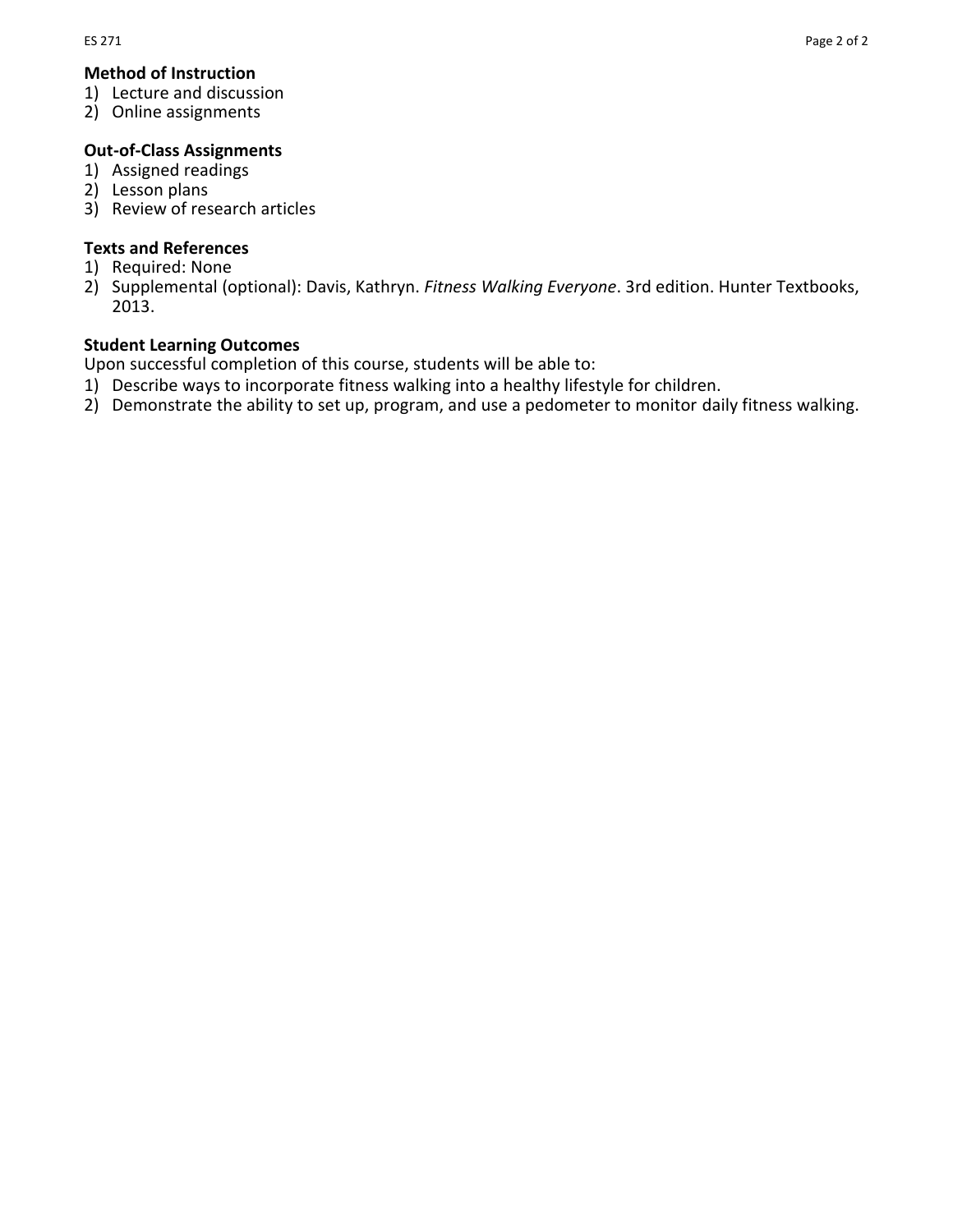**Method of Instruction**
1) Lecture and discussion
2) Online assignments

**Out-of-Class Assignments**
1) Assigned readings
2) Lesson plans
3) Review of research articles

**Texts and References**
1) Required: None
2) Supplemental (optional): Davis, Kathryn. *Fitness Walking Everyone*. 3rd edition. Hunter Textbooks, 2013.

**Student Learning Outcomes**
Upon successful completion of this course, students will be able to:
1) Describe ways to incorporate fitness walking into a healthy lifestyle for children.
2) Demonstrate the ability to set up, program, and use a pedometer to monitor daily fitness walking.